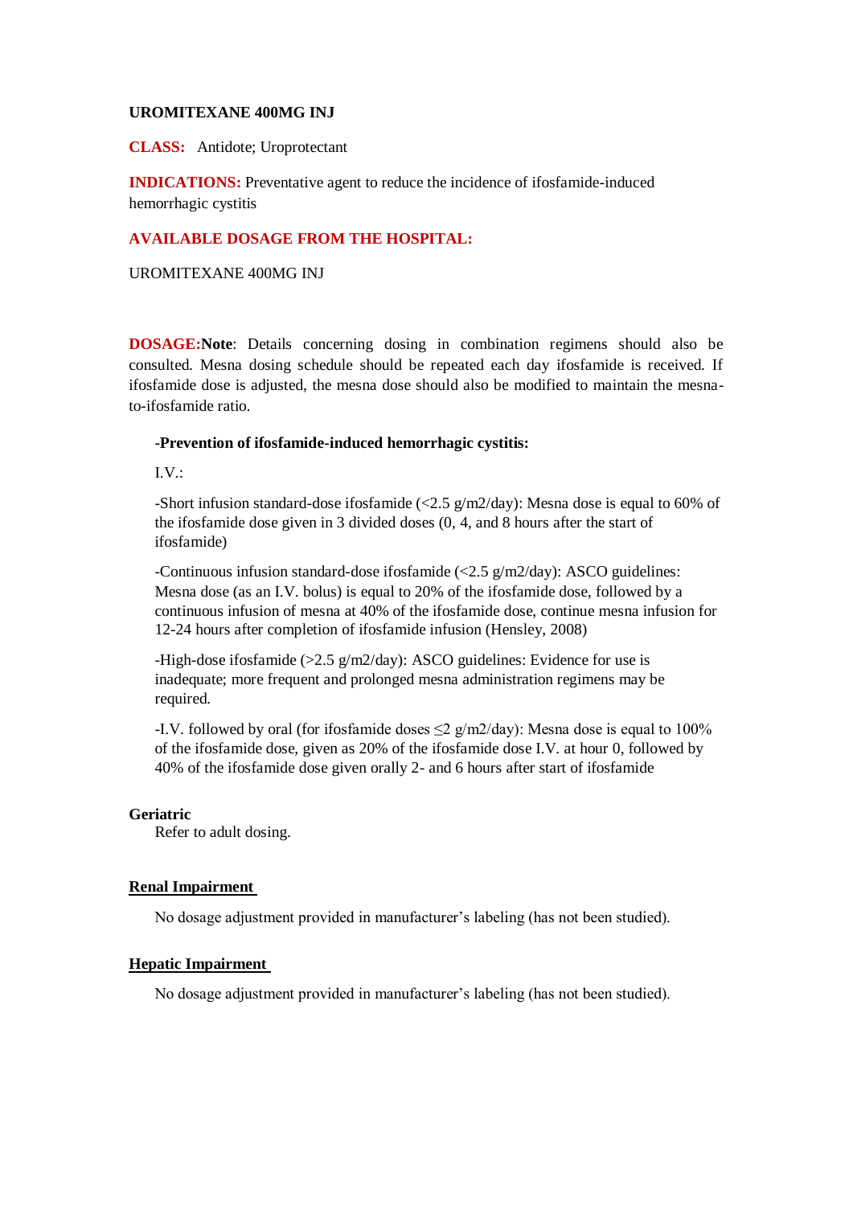**UROMITEXANE 400MG INJ**

**CLASS:** Antidote; Uroprotectant

**INDICATIONS:** Preventative agent to reduce the incidence of ifosfamide-induced hemorrhagic cystitis

**AVAILABLE DOSAGE FROM THE HOSPITAL:**

UROMITEXANE 400MG INJ

**DOSAGE:** **Note**: Details concerning dosing in combination regimens should also be consulted. Mesna dosing schedule should be repeated each day ifosfamide is received. If ifosfamide dose is adjusted, the mesna dose should also be modified to maintain the mesna-to-ifosfamide ratio.

**-Prevention of ifosfamide-induced hemorrhagic cystitis:**

I.V.:

-Short infusion standard-dose ifosfamide (<2.5 g/m2/day): Mesna dose is equal to 60% of the ifosfamide dose given in 3 divided doses (0, 4, and 8 hours after the start of ifosfamide)

-Continuous infusion standard-dose ifosfamide (<2.5 g/m2/day): ASCO guidelines: Mesna dose (as an I.V. bolus) is equal to 20% of the ifosfamide dose, followed by a continuous infusion of mesna at 40% of the ifosfamide dose, continue mesna infusion for 12-24 hours after completion of ifosfamide infusion (Hensley, 2008)

-High-dose ifosfamide (>2.5 g/m2/day): ASCO guidelines: Evidence for use is inadequate; more frequent and prolonged mesna administration regimens may be required.

-I.V. followed by oral (for ifosfamide doses ≤2 g/m2/day): Mesna dose is equal to 100% of the ifosfamide dose, given as 20% of the ifosfamide dose I.V. at hour 0, followed by 40% of the ifosfamide dose given orally 2- and 6 hours after start of ifosfamide

**Geriatric**

Refer to adult dosing.

**Renal Impairment**

No dosage adjustment provided in manufacturer's labeling (has not been studied).

**Hepatic Impairment**

No dosage adjustment provided in manufacturer's labeling (has not been studied).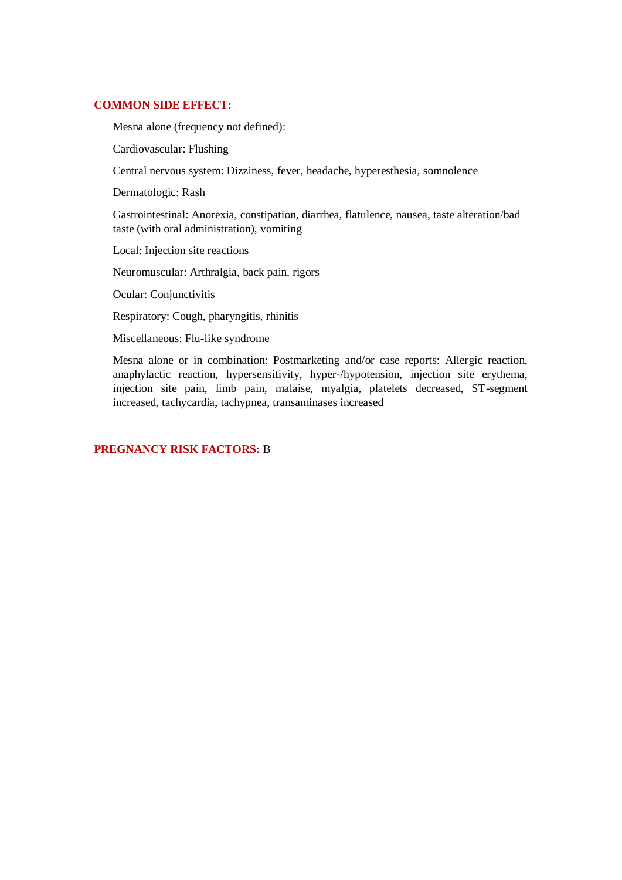**COMMON SIDE EFFECT:**

Mesna alone (frequency not defined):

Cardiovascular: Flushing

Central nervous system: Dizziness, fever, headache, hyperesthesia, somnolence

Dermatologic: Rash

Gastrointestinal: Anorexia, constipation, diarrhea, flatulence, nausea, taste alteration/bad taste (with oral administration), vomiting

Local: Injection site reactions

Neuromuscular: Arthralgia, back pain, rigors

Ocular: Conjunctivitis

Respiratory: Cough, pharyngitis, rhinitis

Miscellaneous: Flu-like syndrome

Mesna alone or in combination: Postmarketing and/or case reports: Allergic reaction, anaphylactic reaction, hypersensitivity, hyper-/hypotension, injection site erythema, injection site pain, limb pain, malaise, myalgia, platelets decreased, ST-segment increased, tachycardia, tachypnea, transaminases increased

**PREGNANCY RISK FACTORS:** B